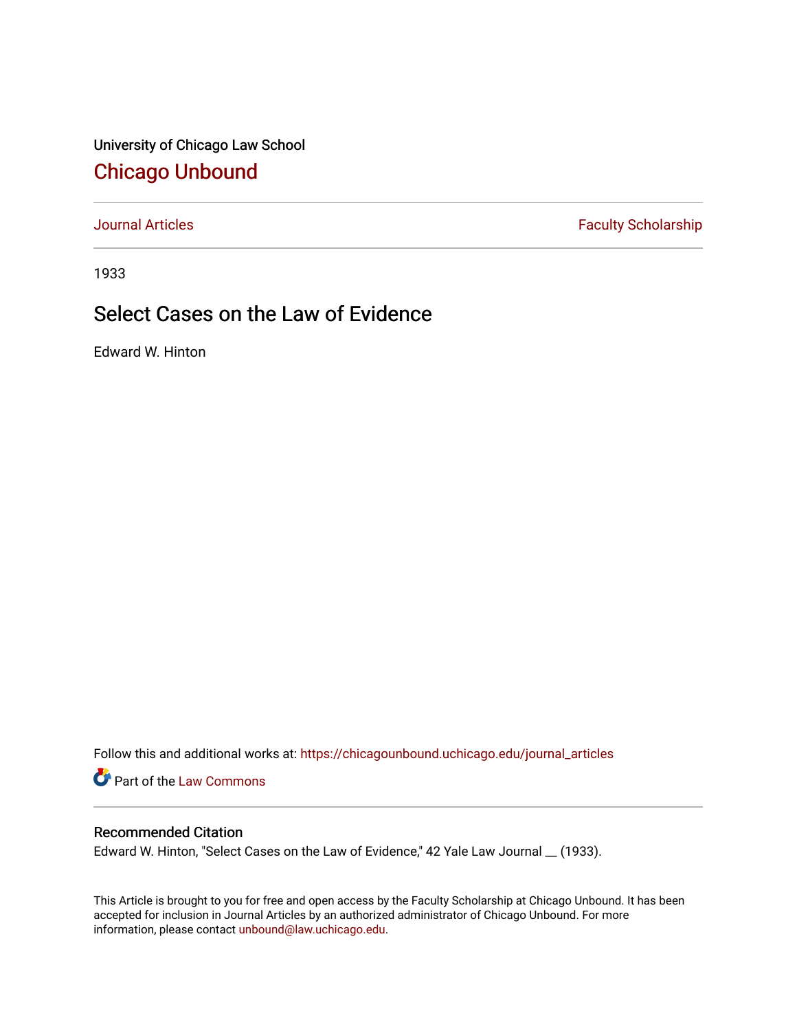University of Chicago Law School

## Chicago Unbound

Journal Articles | Faculty Scholarship

1933

# Select Cases on the Law of Evidence

Edward W. Hinton

Follow this and additional works at: https://chicagounbound.uchicago.edu/journal_articles

Part of the Law Commons

### Recommended Citation

Edward W. Hinton, "Select Cases on the Law of Evidence," 42 Yale Law Journal __ (1933).

This Article is brought to you for free and open access by the Faculty Scholarship at Chicago Unbound. It has been accepted for inclusion in Journal Articles by an authorized administrator of Chicago Unbound. For more information, please contact unbound@law.uchicago.edu.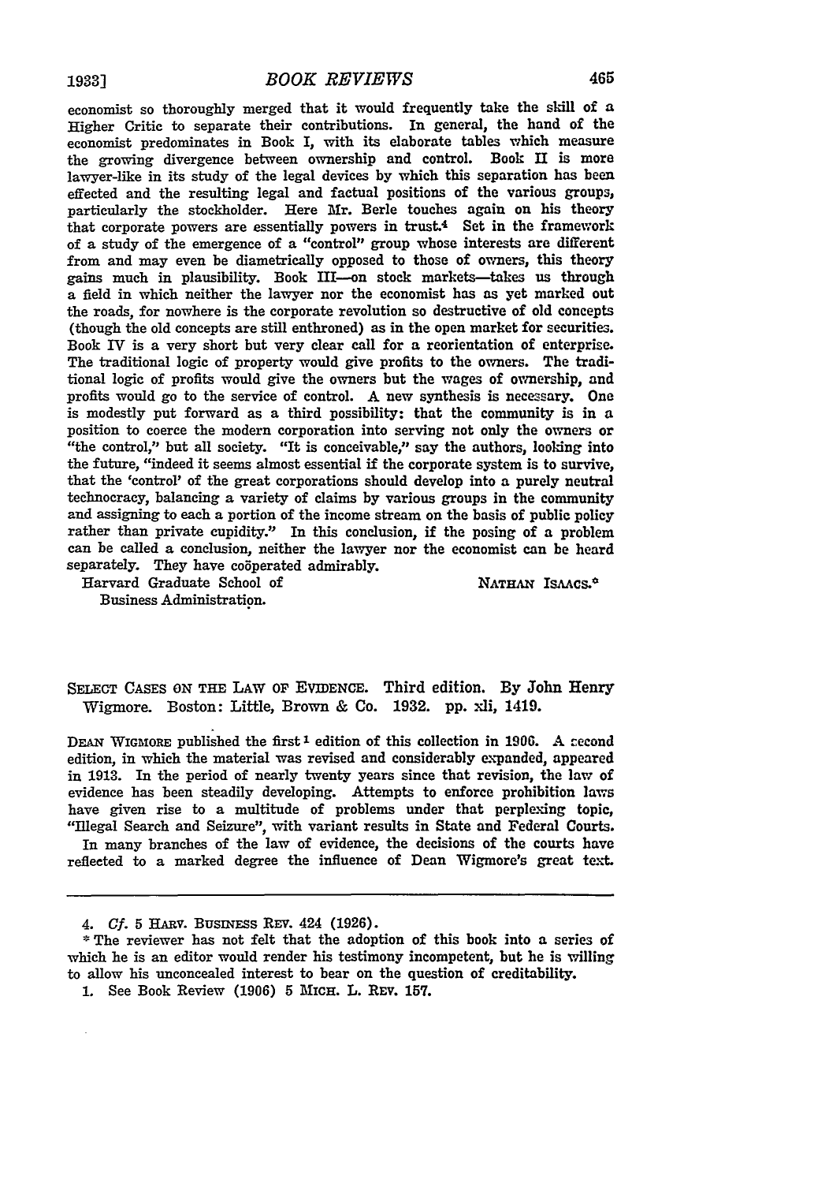economist so thoroughly merged that it would frequently take the skill of a Higher Critic to separate their contributions. In general, the hand of the economist predominates in Book I, with its elaborate tables which measure the growing divergence between ownership and control. Book II is more lawyer-like in its study of the legal devices by which this separation has been effected and the resulting legal and factual positions of the various groups, particularly the stockholder. Here Mr. Berle touches again on his theory that corporate powers are essentially powers in trust.[4] Set in the framework of a study of the emergence of a "control" group whose interests are different from and may even be diametrically opposed to those of owners, this theory gains much in plausibility. Book III—on stock markets—takes us through a field in which neither the lawyer nor the economist has as yet marked out the roads, for nowhere is the corporate revolution so destructive of old concepts (though the old concepts are still enthroned) as in the open market for securities. Book IV is a very short but very clear call for a reorientation of enterprise. The traditional logic of property would give profits to the owners. The traditional logic of profits would give the owners but the wages of ownership, and profits would go to the service of control. A new synthesis is necessary. One is modestly put forward as a third possibility: that the community is in a position to coerce the modern corporation into serving not only the owners or "the control," but all society. "It is conceivable," say the authors, looking into the future, "indeed it seems almost essential if the corporate system is to survive, that the 'control' of the great corporations should develop into a purely neutral technocracy, balancing a variety of claims by various groups in the community and assigning to each a portion of the income stream on the basis of public policy rather than private cupidity." In this conclusion, if the posing of a problem can be called a conclusion, neither the lawyer nor the economist can be heard separately. They have coöperated admirably.

Harvard Graduate School of Business Administration.

NATHAN ISAACS.*

SELECT CASES ON THE LAW OF EVIDENCE. Third edition. By John Henry Wigmore. Boston: Little, Brown & Co. 1932. pp. xli, 1419.

DEAN WIGMORE published the first[1] edition of this collection in 1906. A second edition, in which the material was revised and considerably expanded, appeared in 1913. In the period of nearly twenty years since that revision, the law of evidence has been steadily developing. Attempts to enforce prohibition laws have given rise to a multitude of problems under that perplexing topic, "Illegal Search and Seizure", with variant results in State and Federal Courts.

In many branches of the law of evidence, the decisions of the courts have reflected to a marked degree the influence of Dean Wigmore's great text.

---

4. *Cf.* 5 HARV. BUSINESS REV. 424 (1926).

\* The reviewer has not felt that the adoption of this book into a series of which he is an editor would render his testimony incompetent, but he is willing to allow his unconcealed interest to bear on the question of creditability.

1. See Book Review (1906) 5 MICH. L. REV. 157.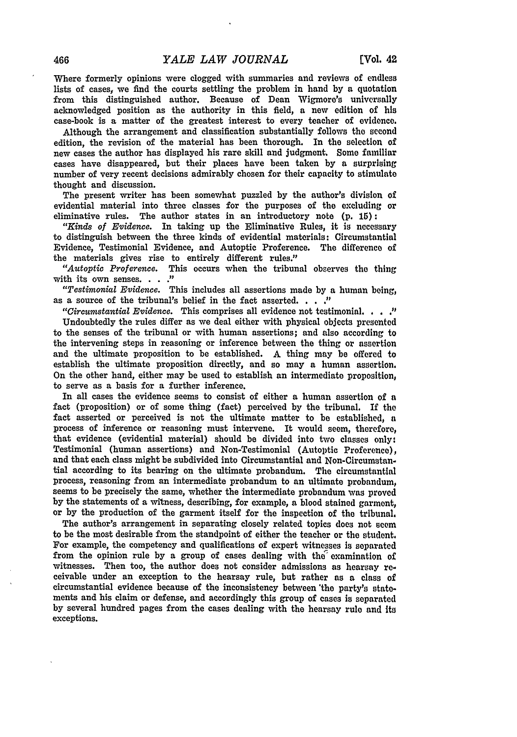Where formerly opinions were clogged with summaries and reviews of endless lists of cases, we find the courts settling the problem in hand by a quotation from this distinguished author. Because of Dean Wigmore's universally acknowledged position as the authority in this field, a new edition of his case-book is a matter of the greatest interest to every teacher of evidence.

Although the arrangement and classification substantially follows the second edition, the revision of the material has been thorough. In the selection of new cases the author has displayed his rare skill and judgment. Some familiar cases have disappeared, but their places have been taken by a surprising number of very recent decisions admirably chosen for their capacity to stimulate thought and discussion.

The present writer has been somewhat puzzled by the author's division of evidential material into three classes for the purposes of the excluding or eliminative rules. The author states in an introductory note (p. 15):

"*Kinds of Evidence.* In taking up the Eliminative Rules, it is necessary to distinguish between the three kinds of evidential materials: Circumstantial Evidence, Testimonial Evidence, and Autoptic Proference. The difference of the materials gives rise to entirely different rules."

"*Autoptic Proference.* This occurs when the tribunal observes the thing with its own senses. . . ."

"*Testimonial Evidence.* This includes all assertions made by a human being, as a source of the tribunal's belief in the fact asserted. . . ."

"*Circumstantial Evidence.* This comprises all evidence not testimonial. . . ."

Undoubtedly the rules differ as we deal either with physical objects presented to the senses of the tribunal or with human assertions; and also according to the intervening steps in reasoning or inference between the thing or assertion and the ultimate proposition to be established. A thing may be offered to establish the ultimate proposition directly, and so may a human assertion. On the other hand, either may be used to establish an intermediate proposition, to serve as a basis for a further inference.

In all cases the evidence seems to consist of either a human assertion of a fact (proposition) or of some thing (fact) perceived by the tribunal. If the fact asserted or perceived is not the ultimate matter to be established, a process of inference or reasoning must intervene. It would seem, therefore, that evidence (evidential material) should be divided into two classes only: Testimonial (human assertions) and Non-Testimonial (Autoptic Proference), and that each class might be subdivided into Circumstantial and Non-Circumstantial according to its bearing on the ultimate probandum. The circumstantial process, reasoning from an intermediate probandum to an ultimate probandum, seems to be precisely the same, whether the intermediate probandum was proved by the statements of a witness, describing, for example, a blood stained garment, or by the production of the garment itself for the inspection of the tribunal.

The author's arrangement in separating closely related topics does not seem to be the most desirable from the standpoint of either the teacher or the student. For example, the competency and qualifications of expert witnesses is separated from the opinion rule by a group of cases dealing with the examination of witnesses. Then too, the author does not consider admissions as hearsay receivable under an exception to the hearsay rule, but rather as a class of circumstantial evidence because of the inconsistency between the party's statements and his claim or defense, and accordingly this group of cases is separated by several hundred pages from the cases dealing with the hearsay rule and its exceptions.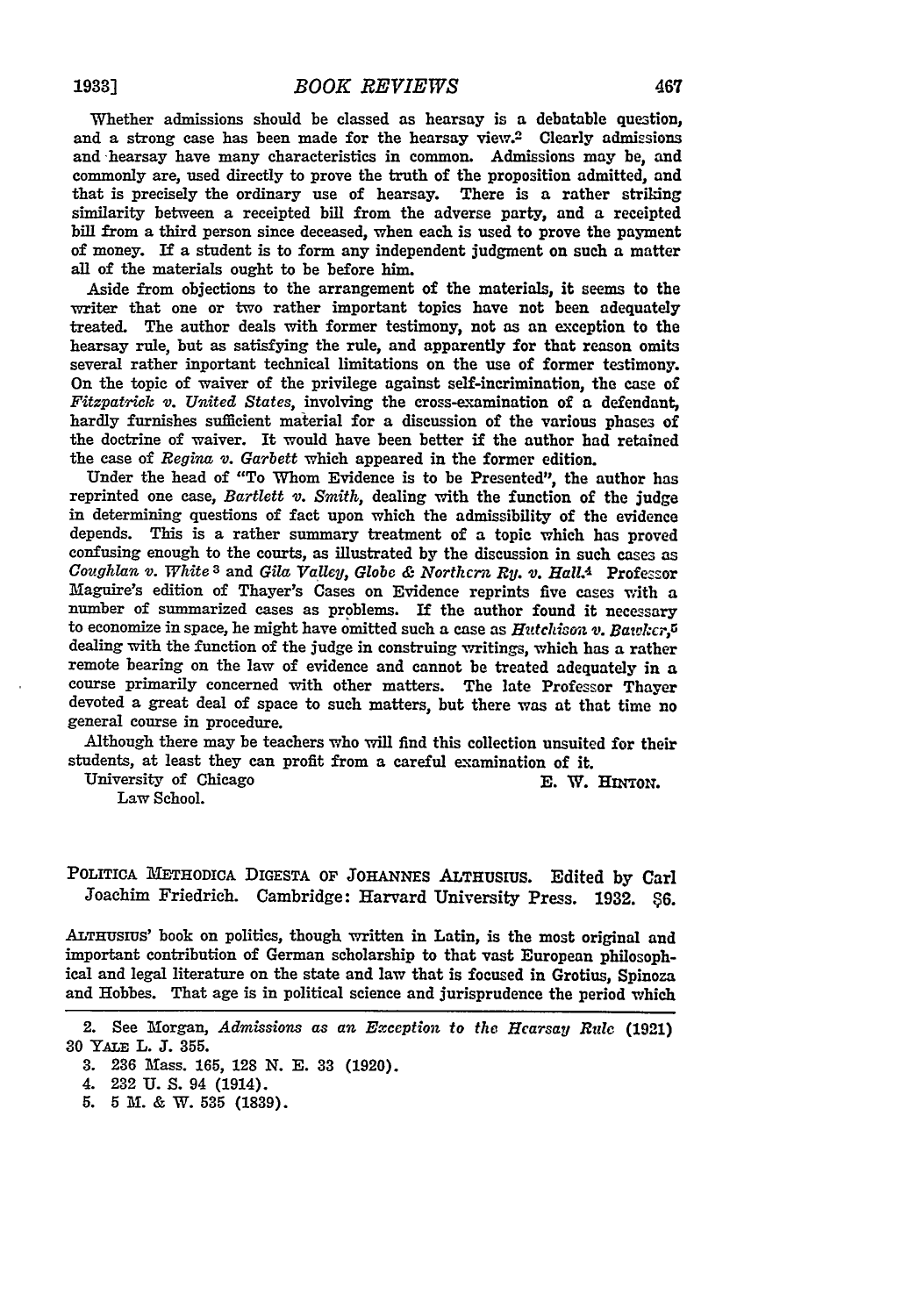Whether admissions should be classed as hearsay is a debatable question, and a strong case has been made for the hearsay view.[2] Clearly admissions and hearsay have many characteristics in common. Admissions may be, and commonly are, used directly to prove the truth of the proposition admitted, and that is precisely the ordinary use of hearsay. There is a rather striking similarity between a receipted bill from the adverse party, and a receipted bill from a third person since deceased, when each is used to prove the payment of money. If a student is to form any independent judgment on such a matter all of the materials ought to be before him.

Aside from objections to the arrangement of the materials, it seems to the writer that one or two rather important topics have not been adequately treated. The author deals with former testimony, not as an exception to the hearsay rule, but as satisfying the rule, and apparently for that reason omits several rather inportant technical limitations on the use of former testimony. On the topic of waiver of the privilege against self-incrimination, the case of *Fitzpatrick v. United States*, involving the cross-examination of a defendant, hardly furnishes sufficient material for a discussion of the various phases of the doctrine of waiver. It would have been better if the author had retained the case of *Regina v. Garbett* which appeared in the former edition.

Under the head of "To Whom Evidence is to be Presented", the author has reprinted one case, *Bartlett v. Smith*, dealing with the function of the judge in determining questions of fact upon which the admissibility of the evidence depends. This is a rather summary treatment of a topic which has proved confusing enough to the courts, as illustrated by the discussion in such cases as *Coughlan v. White*[3] and *Gila Valley, Globe & Northern Ry. v. Hall*.[4] Professor Maguire's edition of Thayer's Cases on Evidence reprints five cases with a number of summarized cases as problems. If the author found it necessary to economize in space, he might have omitted such a case as *Hutchison v. Bowker*,[5] dealing with the function of the judge in construing writings, which has a rather remote bearing on the law of evidence and cannot be treated adequately in a course primarily concerned with other matters. The late Professor Thayer devoted a great deal of space to such matters, but there was at that time no general course in procedure.

Although there may be teachers who will find this collection unsuited for their students, at least they can profit from a careful examination of it.

University of Chicago
Law School.

E. W. HINTON.

POLITICA METHODICA DIGESTA OF JOHANNES ALTHUSIUS. Edited by Carl Joachim Friedrich. Cambridge: Harvard University Press. 1932. $6.

ALTHUSIUS' book on politics, though written in Latin, is the most original and important contribution of German scholarship to that vast European philosophical and legal literature on the state and law that is focused in Grotius, Spinoza and Hobbes. That age is in political science and jurisprudence the period which

2. See Morgan, *Admissions as an Exception to the Hearsay Rule* (1921) 30 YALE L. J. 355.

3. 236 Mass. 165, 128 N. E. 33 (1920).

4. 232 U. S. 94 (1914).

5. 5 M. & W. 535 (1839).